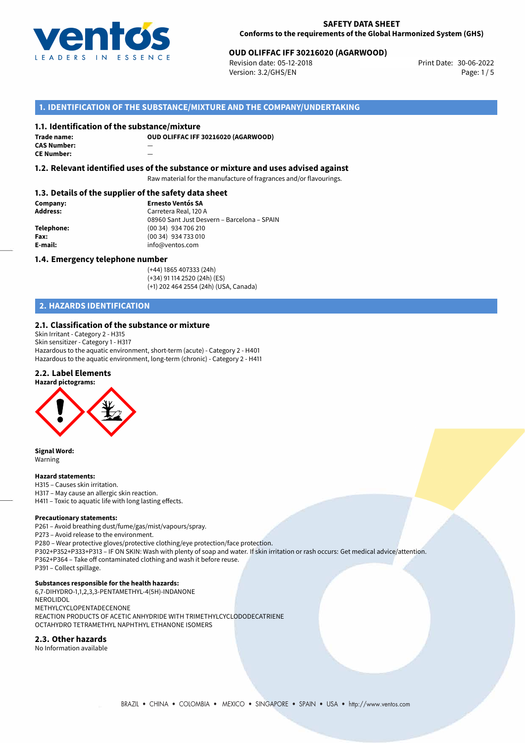**SAFETY DATA SHEET**
**Conforms to the requirements of the Global Harmonized System (GHS)**

**OUD OLIFFAC IFF 30216020 (AGARWOOD)**
Revision date: 05-12-2018
Version: 3.2/GHS/EN
Print Date: 30-06-2022

## 1. IDENTIFICATION OF THE SUBSTANCE/MIXTURE AND THE COMPANY/UNDERTAKING

### 1.1. Identification of the substance/mixture

| | |
|---|---|
| **Trade name:** | **OUD OLIFFAC IFF 30216020 (AGARWOOD)** |
| **CAS Number:** | — |
| **CE Number:** | — |

### 1.2. Relevant identified uses of the substance or mixture and uses advised against

Raw material for the manufacture of fragrances and/or flavourings.

### 1.3. Details of the supplier of the safety data sheet

| | |
|---|---|
| **Company:** | **Ernesto Ventós SA** |
| **Address:** | Carretera Real, 120 A<br>08960 Sant Just Desvern – Barcelona – SPAIN |
| **Telephone:** | (00 34) 934 706 210 |
| **Fax:** | (00 34) 934 733 010 |
| **E-mail:** | info@ventos.com |

### 1.4. Emergency telephone number

(+44) 1865 407333 (24h)
(+34) 91 114 2520 (24h) (ES)
(+1) 202 464 2554 (24h) (USA, Canada)

## 2. HAZARDS IDENTIFICATION

### 2.1. Classification of the substance or mixture

Skin Irritant - Category 2 - H315
Skin sensitizer - Category 1 - H317
Hazardous to the aquatic environment, short-term (acute) - Category 2 - H401
Hazardous to the aquatic environment, long-term (chronic) - Category 2 - H411

### 2.2. Label Elements

**Hazard pictograms:**

**Signal Word:**
Warning

**Hazard statements:**
H315 – Causes skin irritation.
H317 – May cause an allergic skin reaction.
H411 – Toxic to aquatic life with long lasting effects.

**Precautionary statements:**
P261 – Avoid breathing dust/fume/gas/mist/vapours/spray.
P273 – Avoid release to the environment.
P280 – Wear protective gloves/protective clothing/eye protection/face protection.
P302+P352+P333+P313 – IF ON SKIN: Wash with plenty of soap and water. If skin irritation or rash occurs: Get medical advice/attention.
P362+P364 – Take off contaminated clothing and wash it before reuse.
P391 – Collect spillage.

**Substances responsible for the health hazards:**
6,7-DIHYDRO-1,1,2,3,3-PENTAMETHYL-4(5H)-INDANONE
NEROLIDOL
METHYLCYCLOPENTADECENONE
REACTION PRODUCTS OF ACETIC ANHYDRIDE WITH TRIMETHYLCYCLODODECATRIENE
OCTAHYDRO TETRAMETHYL NAPHTHYL ETHANONE ISOMERS

### 2.3. Other hazards

No Information available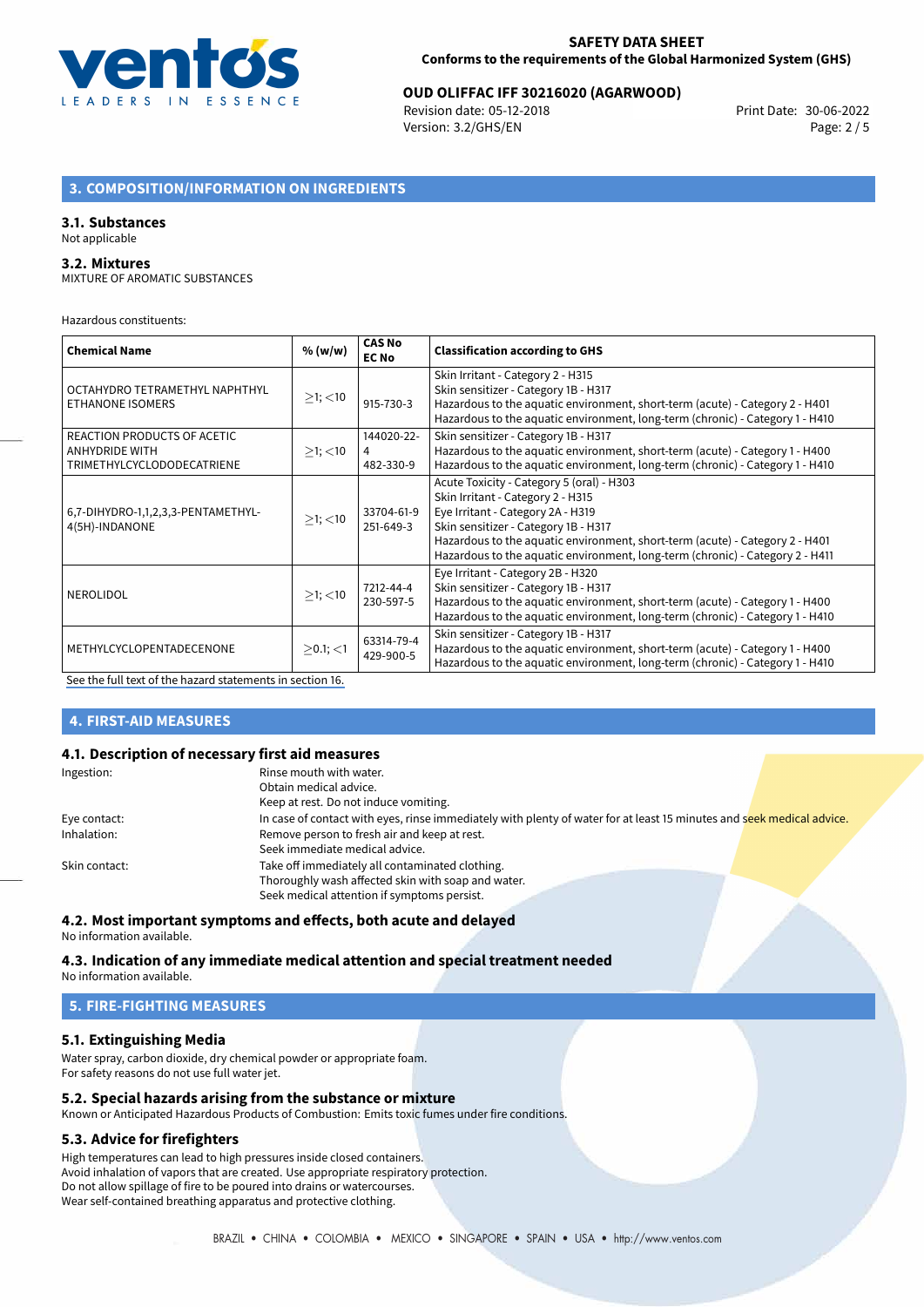## 3. COMPOSITION/INFORMATION ON INGREDIENTS

### 3.1. Substances

Not applicable

### 3.2. Mixtures

MIXTURE OF AROMATIC SUBSTANCES

Hazardous constituents:

| Chemical Name | % (w/w) | CAS No EC No | Classification according to GHS |
|---|---|---|---|
| OCTAHYDRO TETRAMETHYL NAPHTHYL ETHANONE ISOMERS | ≥1; <10 | 915-730-3 | Skin Irritant - Category 2 - H315<br>Skin sensitizer - Category 1B - H317<br>Hazardous to the aquatic environment, short-term (acute) - Category 2 - H401<br>Hazardous to the aquatic environment, long-term (chronic) - Category 1 - H410 |
| REACTION PRODUCTS OF ACETIC ANHYDRIDE WITH TRIMETHYLCYCLODODECATRIENE | ≥1; <10 | 144020-22-4<br>482-330-9 | Skin sensitizer - Category 1B - H317<br>Hazardous to the aquatic environment, short-term (acute) - Category 1 - H400<br>Hazardous to the aquatic environment, long-term (chronic) - Category 1 - H410 |
| 6,7-DIHYDRO-1,1,2,3,3-PENTAMETHYL-4(5H)-INDANONE | ≥1; <10 | 33704-61-9<br>251-649-3 | Acute Toxicity - Category 5 (oral) - H303<br>Skin Irritant - Category 2 - H315<br>Eye Irritant - Category 2A - H319<br>Skin sensitizer - Category 1B - H317<br>Hazardous to the aquatic environment, short-term (acute) - Category 2 - H401<br>Hazardous to the aquatic environment, long-term (chronic) - Category 2 - H411 |
| NEROLIDOL | ≥1; <10 | 7212-44-4<br>230-597-5 | Eye Irritant - Category 2B - H320<br>Skin sensitizer - Category 1B - H317<br>Hazardous to the aquatic environment, short-term (acute) - Category 1 - H400<br>Hazardous to the aquatic environment, long-term (chronic) - Category 1 - H410 |
| METHYLCYCLOPENTADECENONE | ≥0.1; <1 | 63314-79-4<br>429-900-5 | Skin sensitizer - Category 1B - H317<br>Hazardous to the aquatic environment, short-term (acute) - Category 1 - H400<br>Hazardous to the aquatic environment, long-term (chronic) - Category 1 - H410 |

See the full text of the hazard statements in section 16.

## 4. FIRST-AID MEASURES

### 4.1. Description of necessary first aid measures

Ingestion: Rinse mouth with water.
Obtain medical advice.
Keep at rest. Do not induce vomiting.

Eye contact: In case of contact with eyes, rinse immediately with plenty of water for at least 15 minutes and seek medical advice.

Inhalation: Remove person to fresh air and keep at rest.
Seek immediate medical advice.

Skin contact: Take off immediately all contaminated clothing.
Thoroughly wash affected skin with soap and water.
Seek medical attention if symptoms persist.

### 4.2. Most important symptoms and effects, both acute and delayed

No information available.

### 4.3. Indication of any immediate medical attention and special treatment needed

No information available.

## 5. FIRE-FIGHTING MEASURES

### 5.1. Extinguishing Media

Water spray, carbon dioxide, dry chemical powder or appropriate foam.
For safety reasons do not use full water jet.

### 5.2. Special hazards arising from the substance or mixture

Known or Anticipated Hazardous Products of Combustion: Emits toxic fumes under fire conditions.

### 5.3. Advice for firefighters

High temperatures can lead to high pressures inside closed containers.
Avoid inhalation of vapors that are created. Use appropriate respiratory protection.
Do not allow spillage of fire to be poured into drains or watercourses.
Wear self-contained breathing apparatus and protective clothing.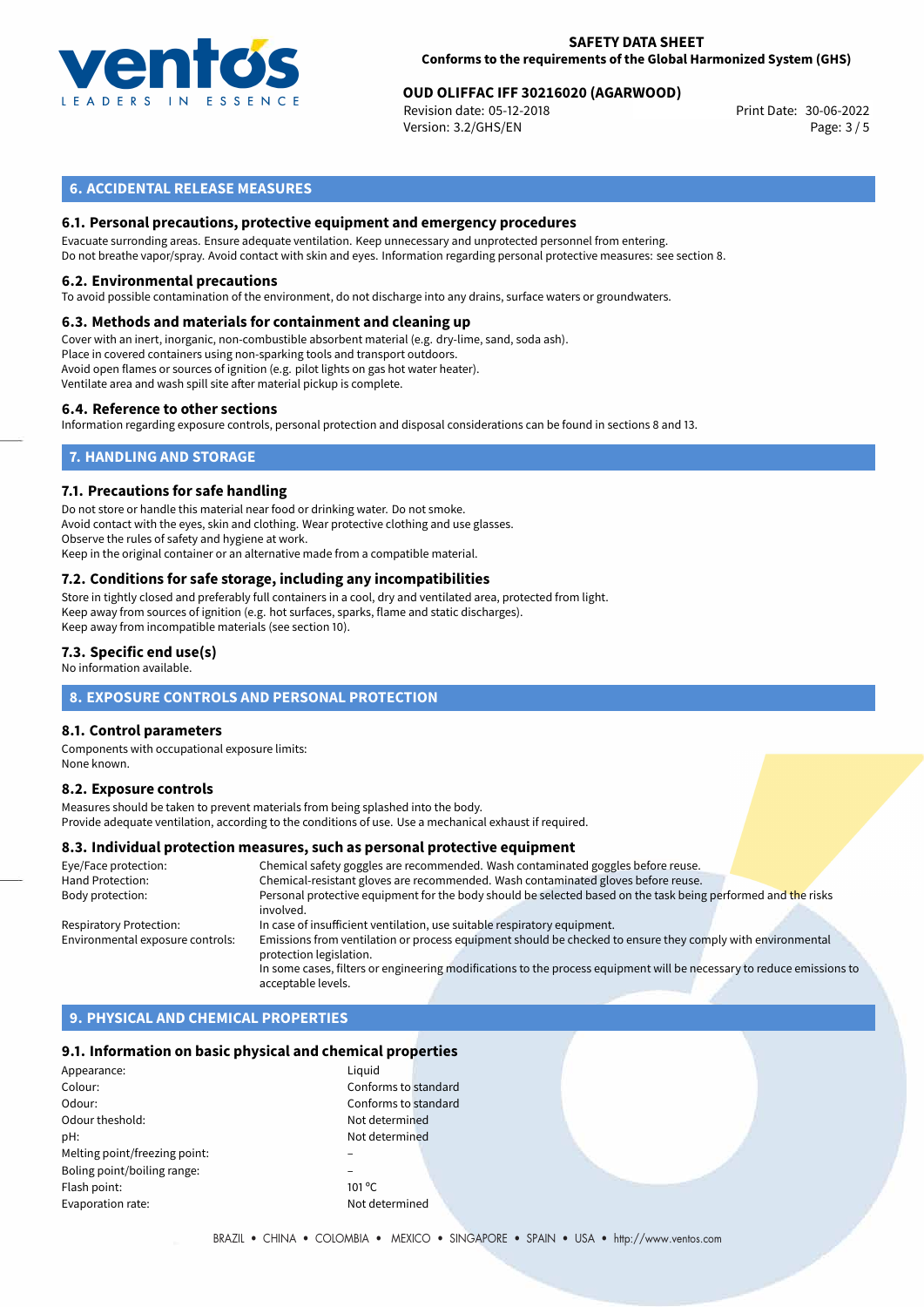## 6. ACCIDENTAL RELEASE MEASURES

### 6.1. Personal precautions, protective equipment and emergency procedures

Evacuate surronding areas. Ensure adequate ventilation. Keep unnecessary and unprotected personnel from entering.
Do not breathe vapor/spray. Avoid contact with skin and eyes. Information regarding personal protective measures: see section 8.

### 6.2. Environmental precautions

To avoid possible contamination of the environment, do not discharge into any drains, surface waters or groundwaters.

### 6.3. Methods and materials for containment and cleaning up

Cover with an inert, inorganic, non-combustible absorbent material (e.g. dry-lime, sand, soda ash).
Place in covered containers using non-sparking tools and transport outdoors.
Avoid open flames or sources of ignition (e.g. pilot lights on gas hot water heater).
Ventilate area and wash spill site after material pickup is complete.

### 6.4. Reference to other sections

Information regarding exposure controls, personal protection and disposal considerations can be found in sections 8 and 13.

## 7. HANDLING AND STORAGE

### 7.1. Precautions for safe handling

Do not store or handle this material near food or drinking water. Do not smoke.
Avoid contact with the eyes, skin and clothing. Wear protective clothing and use glasses.
Observe the rules of safety and hygiene at work.
Keep in the original container or an alternative made from a compatible material.

### 7.2. Conditions for safe storage, including any incompatibilities

Store in tightly closed and preferably full containers in a cool, dry and ventilated area, protected from light.
Keep away from sources of ignition (e.g. hot surfaces, sparks, flame and static discharges).
Keep away from incompatible materials (see section 10).

### 7.3. Specific end use(s)

No information available.

## 8. EXPOSURE CONTROLS AND PERSONAL PROTECTION

### 8.1. Control parameters

Components with occupational exposure limits:
None known.

### 8.2. Exposure controls

Measures should be taken to prevent materials from being splashed into the body.
Provide adequate ventilation, according to the conditions of use. Use a mechanical exhaust if required.

### 8.3. Individual protection measures, such as personal protective equipment

| | |
|---|---|
| Eye/Face protection: | Chemical safety goggles are recommended. Wash contaminated goggles before reuse. |
| Hand Protection: | Chemical-resistant gloves are recommended. Wash contaminated gloves before reuse. |
| Body protection: | Personal protective equipment for the body should be selected based on the task being performed and the risks involved. |
| Respiratory Protection: | In case of insufficient ventilation, use suitable respiratory equipment. |
| Environmental exposure controls: | Emissions from ventilation or process equipment should be checked to ensure they comply with environmental protection legislation. In some cases, filters or engineering modifications to the process equipment will be necessary to reduce emissions to acceptable levels. |

## 9. PHYSICAL AND CHEMICAL PROPERTIES

### 9.1. Information on basic physical and chemical properties

| | |
|---|---|
| Appearance: | Liquid |
| Colour: | Conforms to standard |
| Odour: | Conforms to standard |
| Odour theshold: | Not determined |
| pH: | Not determined |
| Melting point/freezing point: | – |
| Boling point/boiling range: | – |
| Flash point: | 101 °C |
| Evaporation rate: | Not determined |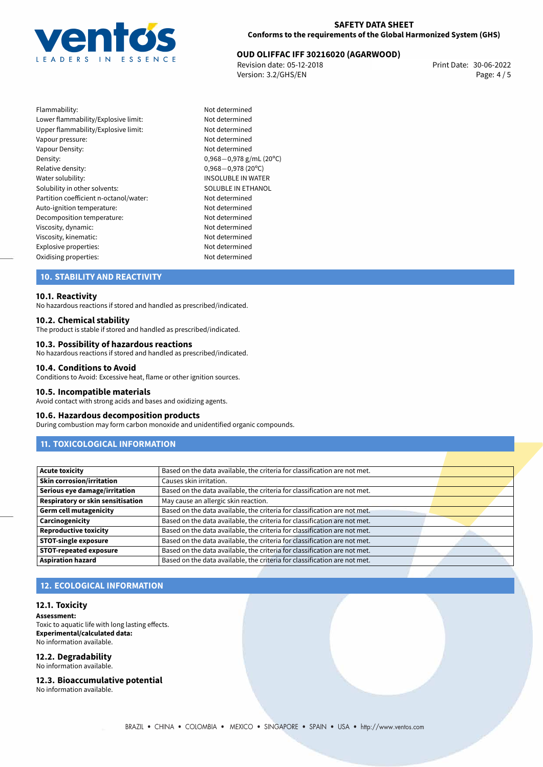| | |
|---|---|
| Flammability: | Not determined |
| Lower flammability/Explosive limit: | Not determined |
| Upper flammability/Explosive limit: | Not determined |
| Vapour pressure: | Not determined |
| Vapour Density: | Not determined |
| Density: | 0,968−0,978 g/mL (20°C) |
| Relative density: | 0,968−0,978 (20°C) |
| Water solubility: | INSOLUBLE IN WATER |
| Solubility in other solvents: | SOLUBLE IN ETHANOL |
| Partition coefficient n-octanol/water: | Not determined |
| Auto-ignition temperature: | Not determined |
| Decomposition temperature: | Not determined |
| Viscosity, dynamic: | Not determined |
| Viscosity, kinematic: | Not determined |
| Explosive properties: | Not determined |
| Oxidising properties: | Not determined |

## 10. STABILITY AND REACTIVITY

### 10.1. Reactivity

No hazardous reactions if stored and handled as prescribed/indicated.

### 10.2. Chemical stability

The product is stable if stored and handled as prescribed/indicated.

### 10.3. Possibility of hazardous reactions

No hazardous reactions if stored and handled as prescribed/indicated.

### 10.4. Conditions to Avoid

Conditions to Avoid: Excessive heat, flame or other ignition sources.

### 10.5. Incompatible materials

Avoid contact with strong acids and bases and oxidizing agents.

### 10.6. Hazardous decomposition products

During combustion may form carbon monoxide and unidentified organic compounds.

## 11. TOXICOLOGICAL INFORMATION

| | |
|---|---|
| **Acute toxicity** | Based on the data available, the criteria for classification are not met. |
| **Skin corrosion/irritation** | Causes skin irritation. |
| **Serious eye damage/irritation** | Based on the data available, the criteria for classification are not met. |
| **Respiratory or skin sensitisation** | May cause an allergic skin reaction. |
| **Germ cell mutagenicity** | Based on the data available, the criteria for classification are not met. |
| **Carcinogenicity** | Based on the data available, the criteria for classification are not met. |
| **Reproductive toxicity** | Based on the data available, the criteria for classification are not met. |
| **STOT-single exposure** | Based on the data available, the criteria for classification are not met. |
| **STOT-repeated exposure** | Based on the data available, the criteria for classification are not met. |
| **Aspiration hazard** | Based on the data available, the criteria for classification are not met. |

## 12. ECOLOGICAL INFORMATION

### 12.1. Toxicity

**Assessment:**
Toxic to aquatic life with long lasting effects.
**Experimental/calculated data:**
No information available.

### 12.2. Degradability

No information available.

### 12.3. Bioaccumulative potential

No information available.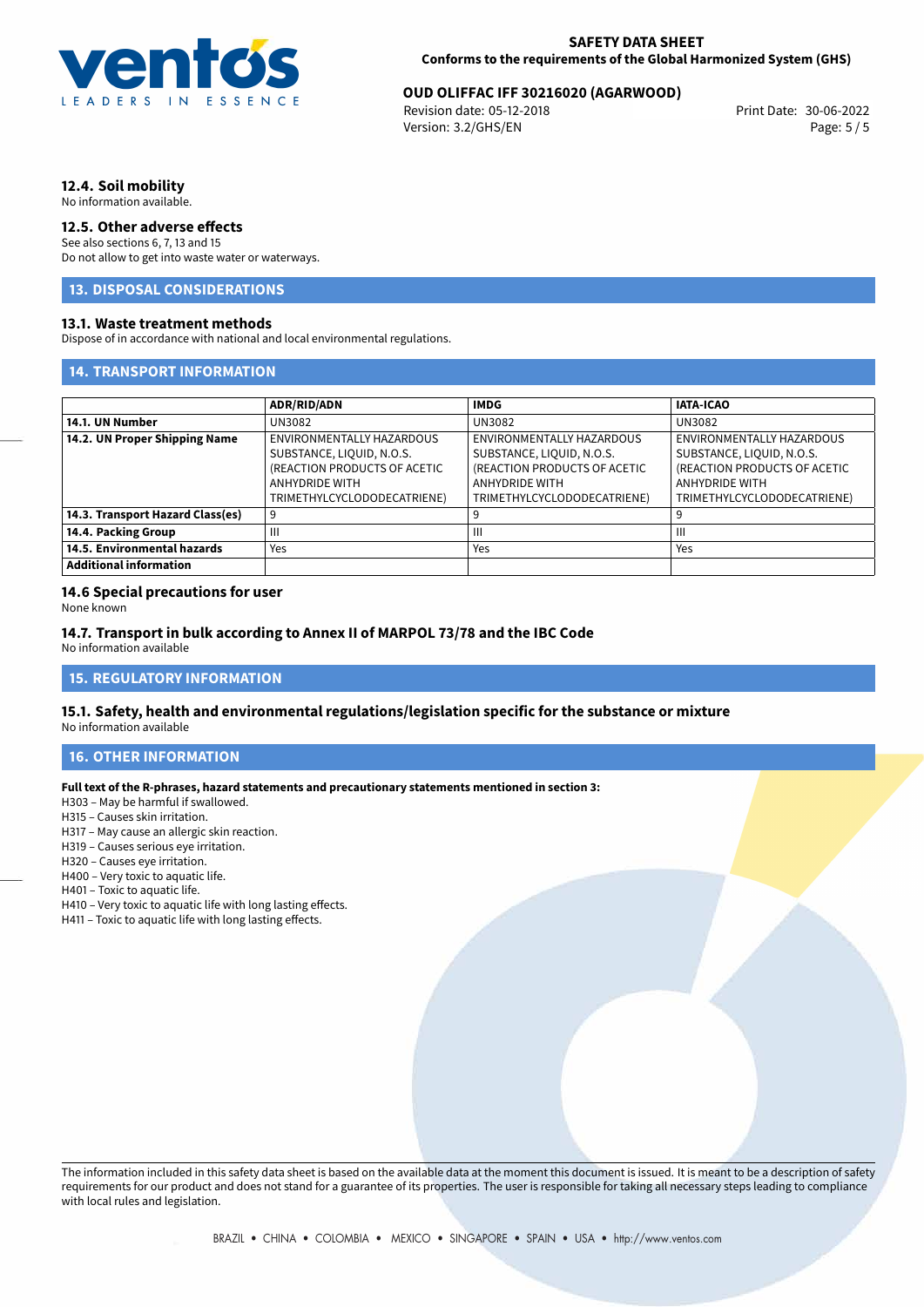### 12.4. Soil mobility

No information available.

### 12.5. Other adverse effects

See also sections 6, 7, 13 and 15

Do not allow to get into waste water or waterways.

## 13. DISPOSAL CONSIDERATIONS

### 13.1. Waste treatment methods

Dispose of in accordance with national and local environmental regulations.

## 14. TRANSPORT INFORMATION

| | ADR/RID/ADN | IMDG | IATA-ICAO |
|---|---|---|---|
| **14.1. UN Number** | UN3082 | UN3082 | UN3082 |
| **14.2. UN Proper Shipping Name** | ENVIRONMENTALLY HAZARDOUS SUBSTANCE, LIQUID, N.O.S. (REACTION PRODUCTS OF ACETIC ANHYDRIDE WITH TRIMETHYLCYCLODODECATRIENE) | ENVIRONMENTALLY HAZARDOUS SUBSTANCE, LIQUID, N.O.S. (REACTION PRODUCTS OF ACETIC ANHYDRIDE WITH TRIMETHYLCYCLODODECATRIENE) | ENVIRONMENTALLY HAZARDOUS SUBSTANCE, LIQUID, N.O.S. (REACTION PRODUCTS OF ACETIC ANHYDRIDE WITH TRIMETHYLCYCLODODECATRIENE) |
| **14.3. Transport Hazard Class(es)** | 9 | 9 | 9 |
| **14.4. Packing Group** | III | III | III |
| **14.5. Environmental hazards** | Yes | Yes | Yes |
| **Additional information** | | | |

### 14.6 Special precautions for user

None known

### 14.7. Transport in bulk according to Annex II of MARPOL 73/78 and the IBC Code

No information available

## 15. REGULATORY INFORMATION

### 15.1. Safety, health and environmental regulations/legislation specific for the substance or mixture

No information available

## 16. OTHER INFORMATION

**Full text of the R-phrases, hazard statements and precautionary statements mentioned in section 3:**

H303 – May be harmful if swallowed.
H315 – Causes skin irritation.
H317 – May cause an allergic skin reaction.
H319 – Causes serious eye irritation.
H320 – Causes eye irritation.
H400 – Very toxic to aquatic life.
H401 – Toxic to aquatic life.
H410 – Very toxic to aquatic life with long lasting effects.
H411 – Toxic to aquatic life with long lasting effects.

The information included in this safety data sheet is based on the available data at the moment this document is issued. It is meant to be a description of safety requirements for our product and does not stand for a guarantee of its properties. The user is responsible for taking all necessary steps leading to compliance with local rules and legislation.